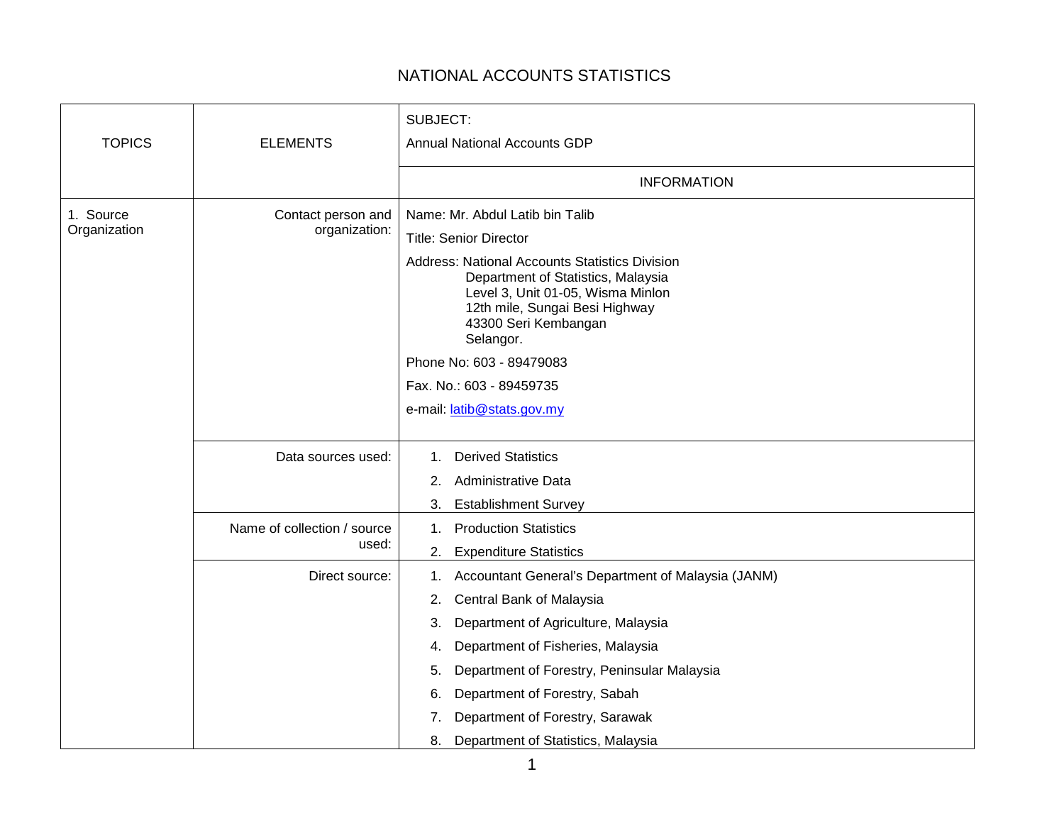# NATIONAL ACCOUNTS STATISTICS

| TOPICS | ELEMENTS | SUBJECT: Annual National Accounts GDP |
|---|---|---|
| | | INFORMATION |
| 1. Source Organization | Contact person and organization: | Name: Mr. Abdul Latib bin Talib<br>Title: Senior Director<br>Address: National Accounts Statistics Division<br>Department of Statistics, Malaysia<br>Level 3, Unit 01-05, Wisma Minlon<br>12th mile, Sungai Besi Highway<br>43300 Seri Kembangan<br>Selangor.<br>Phone No: 603 - 89479083<br>Fax. No.: 603 - 89459735<br>e-mail: latib@stats.gov.my |
| | Data sources used: | 1. Derived Statistics<br>2. Administrative Data<br>3. Establishment Survey |
| | Name of collection / source used: | 1. Production Statistics<br>2. Expenditure Statistics |
| | Direct source: | 1. Accountant General's Department of Malaysia (JANM)<br>2. Central Bank of Malaysia<br>3. Department of Agriculture, Malaysia<br>4. Department of Fisheries, Malaysia<br>5. Department of Forestry, Peninsular Malaysia<br>6. Department of Forestry, Sabah<br>7. Department of Forestry, Sarawak<br>8. Department of Statistics, Malaysia |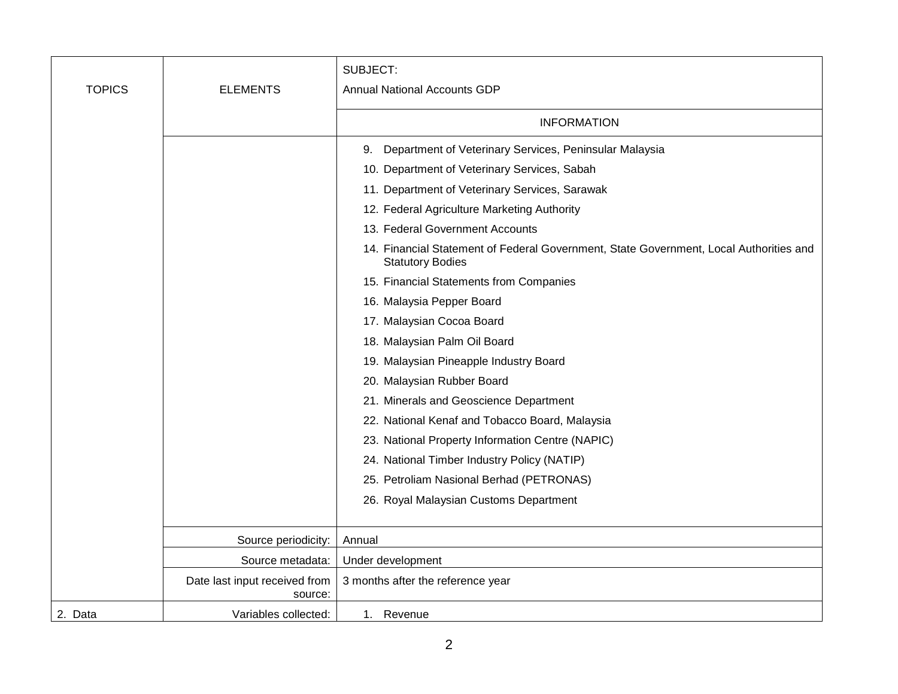| TOPICS | ELEMENTS | SUBJECT: Annual National Accounts GDP |
|---|---|---|
| | | INFORMATION |
| | | 9. Department of Veterinary Services, Peninsular Malaysia<br>10. Department of Veterinary Services, Sabah<br>11. Department of Veterinary Services, Sarawak<br>12. Federal Agriculture Marketing Authority<br>13. Federal Government Accounts<br>14. Financial Statement of Federal Government, State Government, Local Authorities and Statutory Bodies<br>15. Financial Statements from Companies<br>16. Malaysia Pepper Board<br>17. Malaysian Cocoa Board<br>18. Malaysian Palm Oil Board<br>19. Malaysian Pineapple Industry Board<br>20. Malaysian Rubber Board<br>21. Minerals and Geoscience Department<br>22. National Kenaf and Tobacco Board, Malaysia<br>23. National Property Information Centre (NAPIC)<br>24. National Timber Industry Policy (NATIP)<br>25. Petroliam Nasional Berhad (PETRONAS)<br>26. Royal Malaysian Customs Department |
| | Source periodicity: | Annual |
| | Source metadata: | Under development |
| | Date last input received from source: | 3 months after the reference year |
| 2. Data | Variables collected: | 1. Revenue |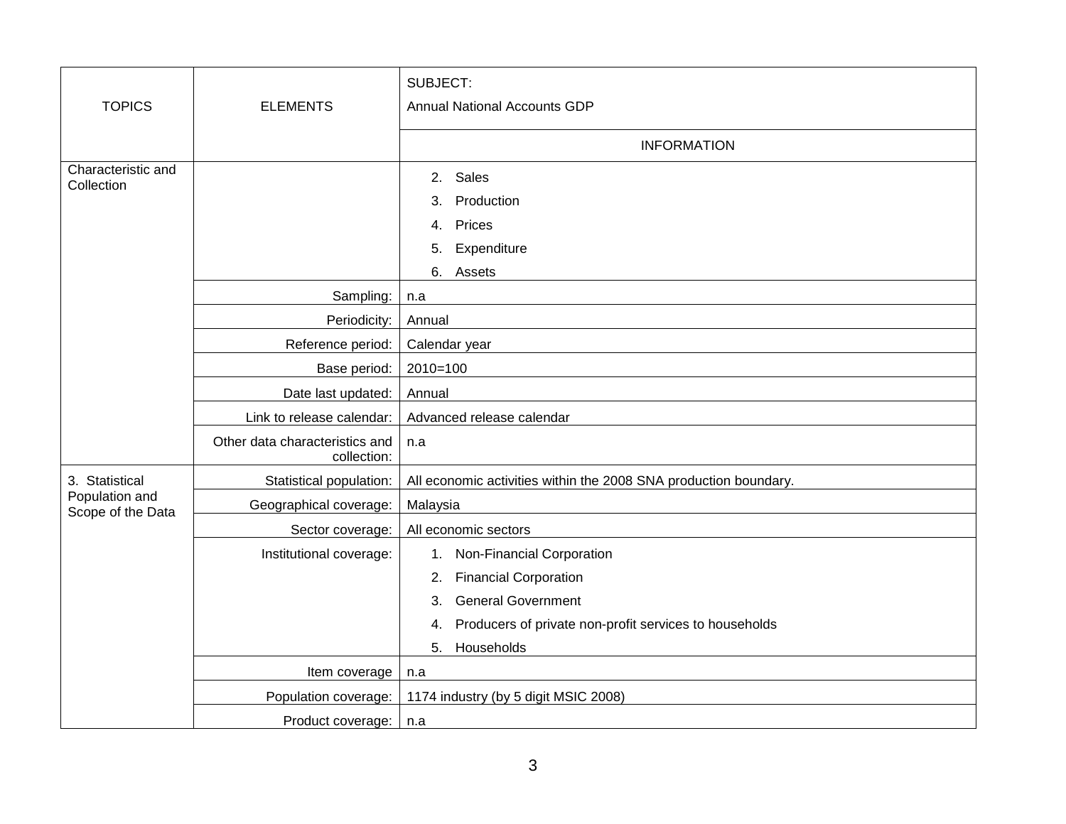| TOPICS | ELEMENTS | SUBJECT: Annual National Accounts GDP |
|---|---|---|
| | | INFORMATION |
| Characteristic and Collection | | 2. Sales<br>3. Production<br>4. Prices<br>5. Expenditure<br>6. Assets |
| | Sampling: | n.a |
| | Periodicity: | Annual |
| | Reference period: | Calendar year |
| | Base period: | 2010=100 |
| | Date last updated: | Annual |
| | Link to release calendar: | Advanced release calendar |
| | Other data characteristics and collection: | n.a |
| 3. Statistical Population and Scope of the Data | Statistical population: | All economic activities within the 2008 SNA production boundary. |
| | Geographical coverage: | Malaysia |
| | Sector coverage: | All economic sectors |
| | Institutional coverage: | 1. Non-Financial Corporation<br>2. Financial Corporation<br>3. General Government<br>4. Producers of private non-profit services to households<br>5. Households |
| | Item coverage | n.a |
| | Population coverage: | 1174 industry (by 5 digit MSIC 2008) |
| | Product coverage: | n.a |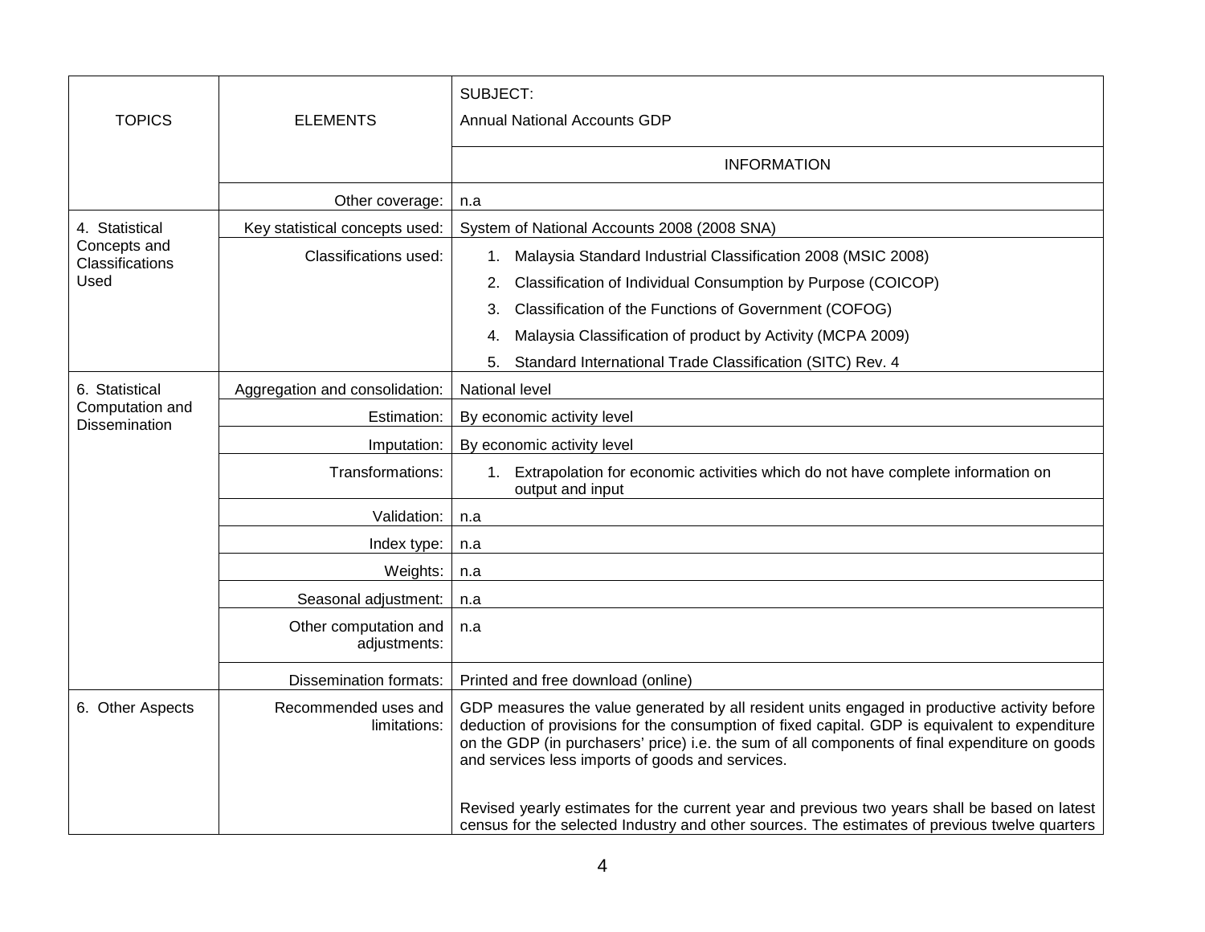| TOPICS | ELEMENTS | SUBJECT: Annual National Accounts GDP |
|---|---|---|
| | | INFORMATION |
| | Other coverage: | n.a |
| 4. Statistical Concepts and Classifications Used | Key statistical concepts used: | System of National Accounts 2008 (2008 SNA) |
| | Classifications used: | 1. Malaysia Standard Industrial Classification 2008 (MSIC 2008)<br>2. Classification of Individual Consumption by Purpose (COICOP)<br>3. Classification of the Functions of Government (COFOG)<br>4. Malaysia Classification of product by Activity (MCPA 2009)<br>5. Standard International Trade Classification (SITC) Rev. 4 |
| 6. Statistical Computation and Dissemination | Aggregation and consolidation: | National level |
| | Estimation: | By economic activity level |
| | Imputation: | By economic activity level |
| | Transformations: | 1. Extrapolation for economic activities which do not have complete information on output and input |
| | Validation: | n.a |
| | Index type: | n.a |
| | Weights: | n.a |
| | Seasonal adjustment: | n.a |
| | Other computation and adjustments: | n.a |
| | Dissemination formats: | Printed and free download (online) |
| 6. Other Aspects | Recommended uses and limitations: | GDP measures the value generated by all resident units engaged in productive activity before deduction of provisions for the consumption of fixed capital. GDP is equivalent to expenditure on the GDP (in purchasers' price) i.e. the sum of all components of final expenditure on goods and services less imports of goods and services.<br><br>Revised yearly estimates for the current year and previous two years shall be based on latest census for the selected Industry and other sources. The estimates of previous twelve quarters |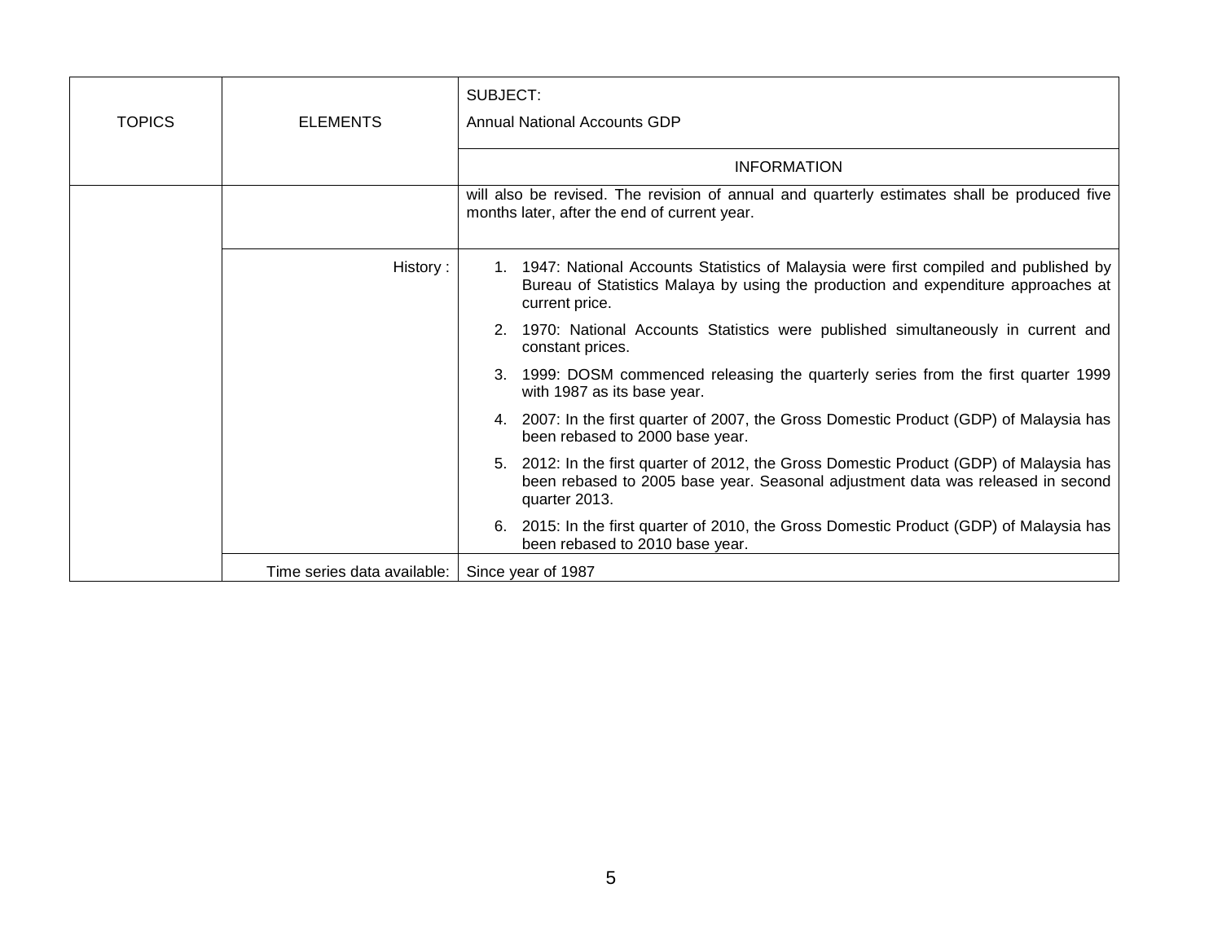| TOPICS | ELEMENTS | SUBJECT: Annual National Accounts GDP |
|---|---|---|
| | | INFORMATION |
| | | will also be revised. The revision of annual and quarterly estimates shall be produced five months later, after the end of current year. |
| | History : | 1. 1947: National Accounts Statistics of Malaysia were first compiled and published by Bureau of Statistics Malaya by using the production and expenditure approaches at current price.<br>2. 1970: National Accounts Statistics were published simultaneously in current and constant prices.<br>3. 1999: DOSM commenced releasing the quarterly series from the first quarter 1999 with 1987 as its base year.<br>4. 2007: In the first quarter of 2007, the Gross Domestic Product (GDP) of Malaysia has been rebased to 2000 base year.<br>5. 2012: In the first quarter of 2012, the Gross Domestic Product (GDP) of Malaysia has been rebased to 2005 base year. Seasonal adjustment data was released in second quarter 2013.<br>6. 2015: In the first quarter of 2010, the Gross Domestic Product (GDP) of Malaysia has been rebased to 2010 base year. |
| | Time series data available: | Since year of 1987 |